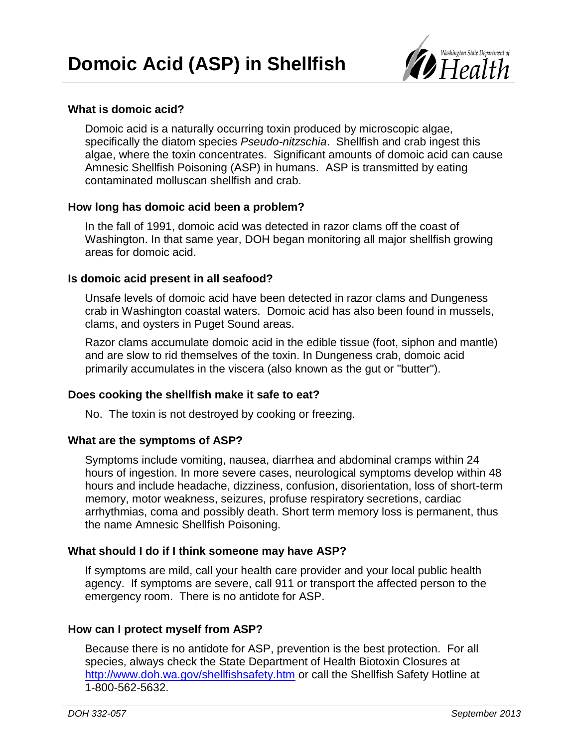# Domoic Acid (ASP) in Shellfish

Washington State Department of Health

### What is domoic acid?

Domoic acid is a naturally occurring toxin produced by microscopic algae, specifically the diatom species *Pseudo-nitzschia*. Shellfish and crab ingest this algae, where the toxin concentrates. Significant amounts of domoic acid can cause Amnesic Shellfish Poisoning (ASP) in humans. ASP is transmitted by eating contaminated molluscan shellfish and crab.

### How long has domoic acid been a problem?

In the fall of 1991, domoic acid was detected in razor clams off the coast of Washington. In that same year, DOH began monitoring all major shellfish growing areas for domoic acid.

### Is domoic acid present in all seafood?

Unsafe levels of domoic acid have been detected in razor clams and Dungeness crab in Washington coastal waters. Domoic acid has also been found in mussels, clams, and oysters in Puget Sound areas.

Razor clams accumulate domoic acid in the edible tissue (foot, siphon and mantle) and are slow to rid themselves of the toxin. In Dungeness crab, domoic acid primarily accumulates in the viscera (also known as the gut or "butter").

### Does cooking the shellfish make it safe to eat?

No. The toxin is not destroyed by cooking or freezing.

### What are the symptoms of ASP?

Symptoms include vomiting, nausea, diarrhea and abdominal cramps within 24 hours of ingestion. In more severe cases, neurological symptoms develop within 48 hours and include headache, dizziness, confusion, disorientation, loss of short-term memory, motor weakness, seizures, profuse respiratory secretions, cardiac arrhythmias, coma and possibly death. Short term memory loss is permanent, thus the name Amnesic Shellfish Poisoning.

### What should I do if I think someone may have ASP?

If symptoms are mild, call your health care provider and your local public health agency. If symptoms are severe, call 911 or transport the affected person to the emergency room. There is no antidote for ASP.

### How can I protect myself from ASP?

Because there is no antidote for ASP, prevention is the best protection. For all species, always check the State Department of Health Biotoxin Closures at http://www.doh.wa.gov/shellfishsafety.htm or call the Shellfish Safety Hotline at 1-800-562-5632.

*DOH 332-057* *September 2013*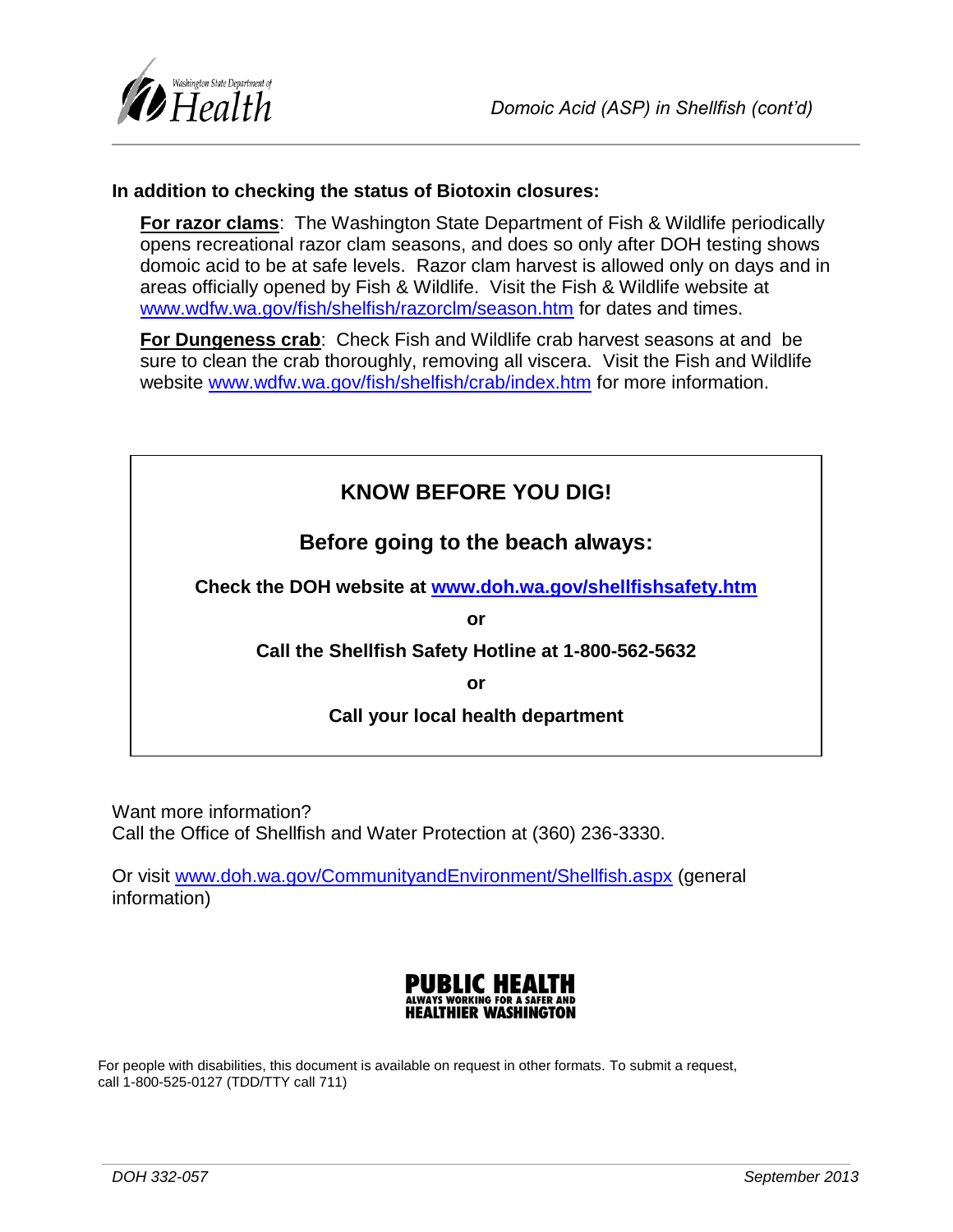**In addition to checking the status of Biotoxin closures:**

**For razor clams**: The Washington State Department of Fish & Wildlife periodically opens recreational razor clam seasons, and does so only after DOH testing shows domoic acid to be at safe levels. Razor clam harvest is allowed only on days and in areas officially opened by Fish & Wildlife. Visit the Fish & Wildlife website at www.wdfw.wa.gov/fish/shelfish/razorclm/season.htm for dates and times.

**For Dungeness crab**: Check Fish and Wildlife crab harvest seasons at and be sure to clean the crab thoroughly, removing all viscera. Visit the Fish and Wildlife website www.wdfw.wa.gov/fish/shelfish/crab/index.htm for more information.

## KNOW BEFORE YOU DIG!

### Before going to the beach always:

**Check the DOH website at www.doh.wa.gov/shellfishsafety.htm**

**or**

**Call the Shellfish Safety Hotline at 1-800-562-5632**

**or**

**Call your local health department**

Want more information?
Call the Office of Shellfish and Water Protection at (360) 236-3330.

Or visit www.doh.wa.gov/CommunityandEnvironment/Shellfish.aspx (general information)

**PUBLIC HEALTH**
**ALWAYS WORKING FOR A SAFER AND HEALTHIER WASHINGTON**

For people with disabilities, this document is available on request in other formats. To submit a request, call 1-800-525-0127 (TDD/TTY call 711)

*DOH 332-057* *September 2013*